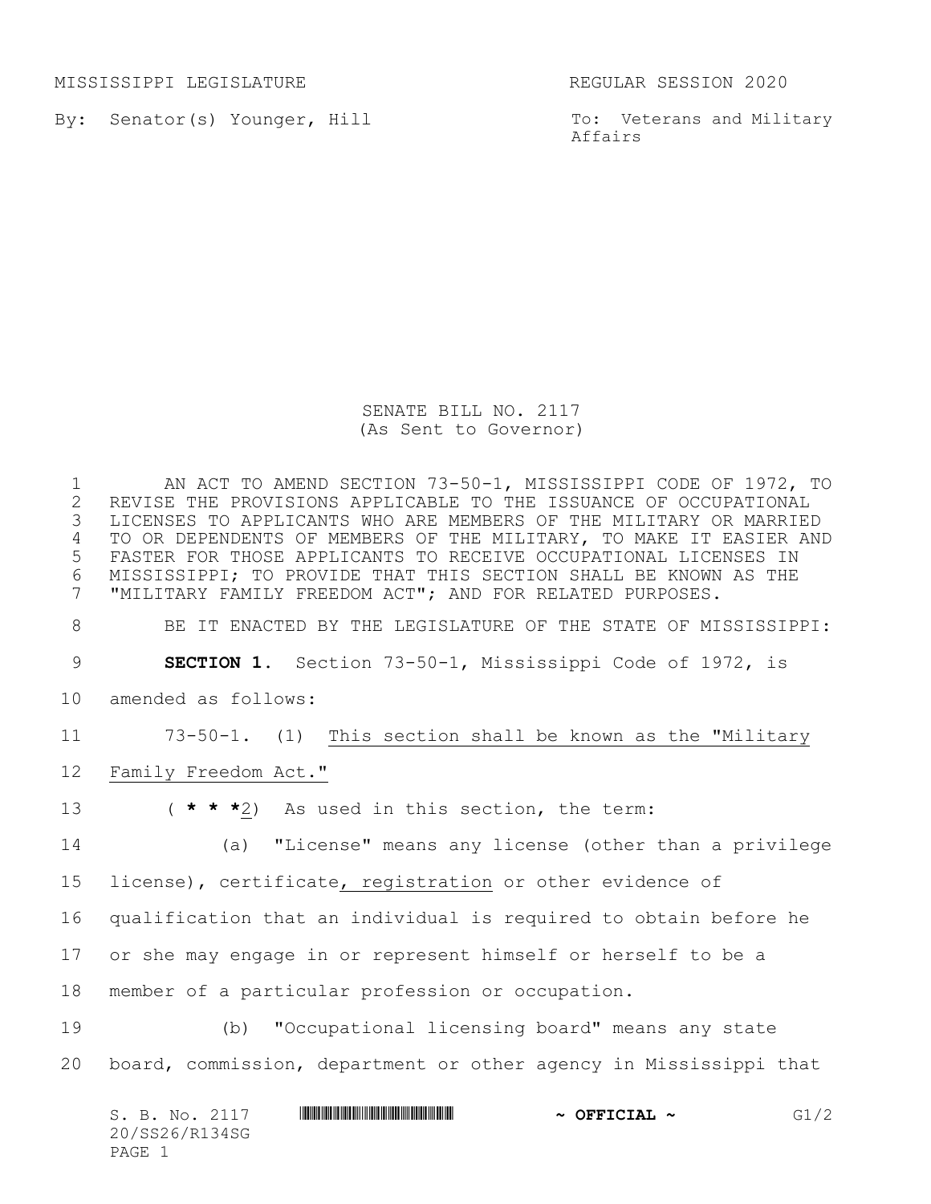MISSISSIPPI LEGISLATURE REGULAR SESSION 2020

By: Senator(s) Younger, Hill

To: Veterans and Military Affairs

# SENATE BILL NO. 2117
(As Sent to Governor)

AN ACT TO AMEND SECTION 73-50-1, MISSISSIPPI CODE OF 1972, TO REVISE THE PROVISIONS APPLICABLE TO THE ISSUANCE OF OCCUPATIONAL LICENSES TO APPLICANTS WHO ARE MEMBERS OF THE MILITARY OR MARRIED TO OR DEPENDENTS OF MEMBERS OF THE MILITARY, TO MAKE IT EASIER AND FASTER FOR THOSE APPLICANTS TO RECEIVE OCCUPATIONAL LICENSES IN MISSISSIPPI; TO PROVIDE THAT THIS SECTION SHALL BE KNOWN AS THE "MILITARY FAMILY FREEDOM ACT"; AND FOR RELATED PURPOSES.

BE IT ENACTED BY THE LEGISLATURE OF THE STATE OF MISSISSIPPI:

**SECTION 1.** Section 73-50-1, Mississippi Code of 1972, is amended as follows:

73-50-1. (1) This section shall be known as the "Military Family Freedom Act."

( **\* \* \***2) As used in this section, the term:

(a) "License" means any license (other than a privilege license), certificate, registration or other evidence of qualification that an individual is required to obtain before he or she may engage in or represent himself or herself to be a member of a particular profession or occupation.

(b) "Occupational licensing board" means any state board, commission, department or other agency in Mississippi that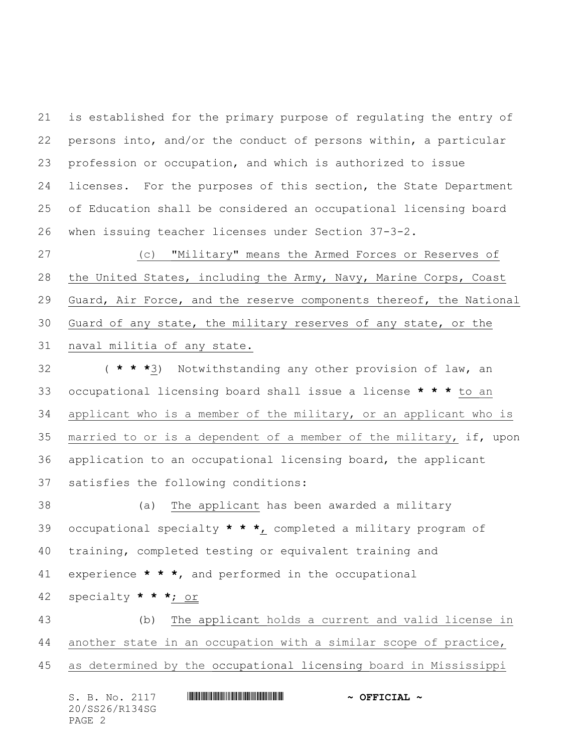is established for the primary purpose of regulating the entry of persons into, and/or the conduct of persons within, a particular profession or occupation, and which is authorized to issue licenses. For the purposes of this section, the State Department of Education shall be considered an occupational licensing board when issuing teacher licenses under Section 37-3-2.

(c) "Military" means the Armed Forces or Reserves of the United States, including the Army, Navy, Marine Corps, Coast Guard, Air Force, and the reserve components thereof, the National Guard of any state, the military reserves of any state, or the naval militia of any state.

( * * *3) Notwithstanding any other provision of law, an occupational licensing board shall issue a license * * * to an applicant who is a member of the military, or an applicant who is married to or is a dependent of a member of the military, if, upon application to an occupational licensing board, the applicant satisfies the following conditions:

(a) The applicant has been awarded a military occupational specialty * * *, completed a military program of training, completed testing or equivalent training and experience * * *, and performed in the occupational specialty * * *; or

(b) The applicant holds a current and valid license in another state in an occupation with a similar scope of practice, as determined by the occupational licensing board in Mississippi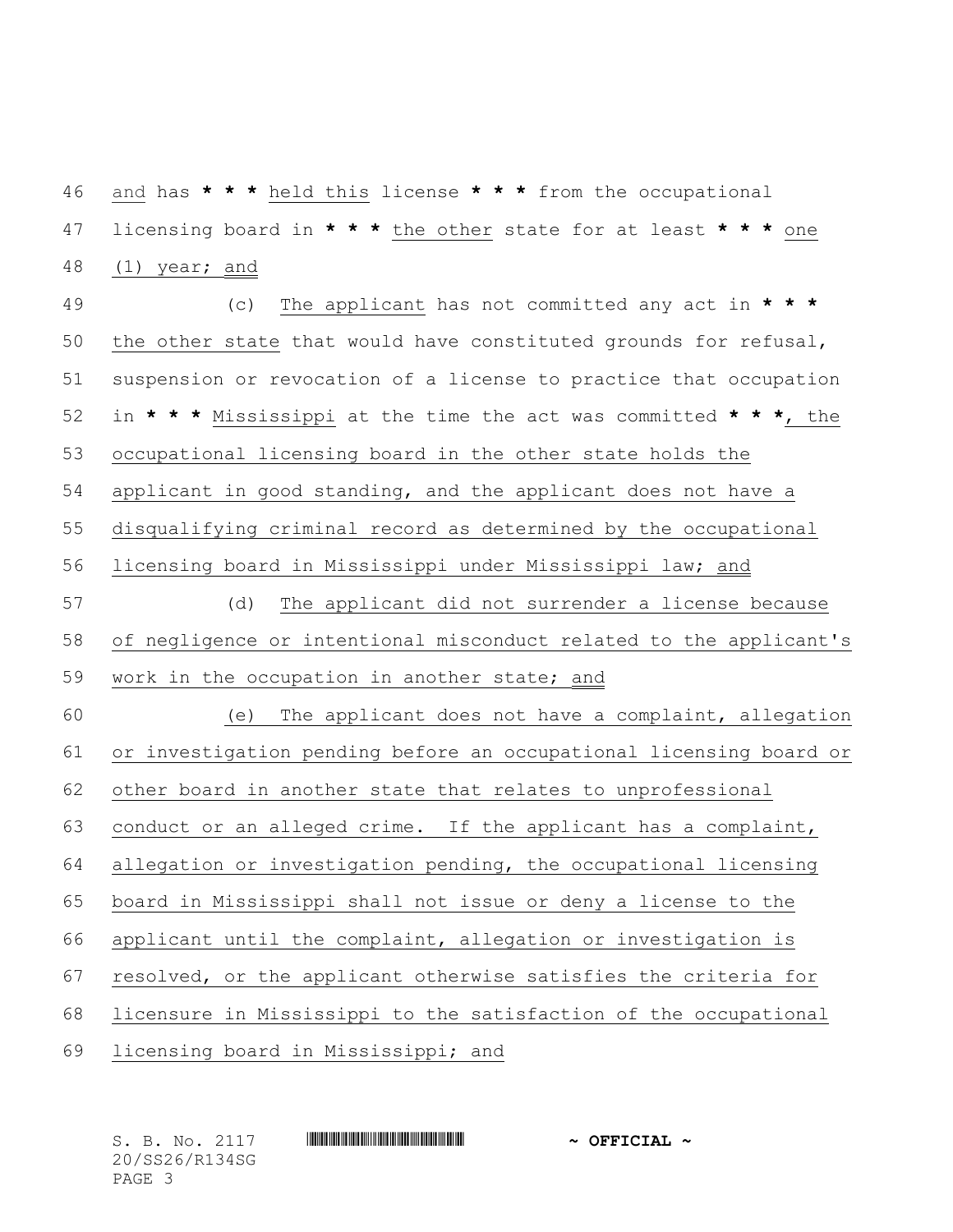and has * * * held this license * * * from the occupational licensing board in * * * the other state for at least * * * one (1) year; and

(c) The applicant has not committed any act in * * * the other state that would have constituted grounds for refusal, suspension or revocation of a license to practice that occupation in * * * Mississippi at the time the act was committed * * *, the occupational licensing board in the other state holds the applicant in good standing, and the applicant does not have a disqualifying criminal record as determined by the occupational licensing board in Mississippi under Mississippi law; and

(d) The applicant did not surrender a license because of negligence or intentional misconduct related to the applicant's work in the occupation in another state; and

(e) The applicant does not have a complaint, allegation or investigation pending before an occupational licensing board or other board in another state that relates to unprofessional conduct or an alleged crime. If the applicant has a complaint, allegation or investigation pending, the occupational licensing board in Mississippi shall not issue or deny a license to the applicant until the complaint, allegation or investigation is resolved, or the applicant otherwise satisfies the criteria for licensure in Mississippi to the satisfaction of the occupational licensing board in Mississippi; and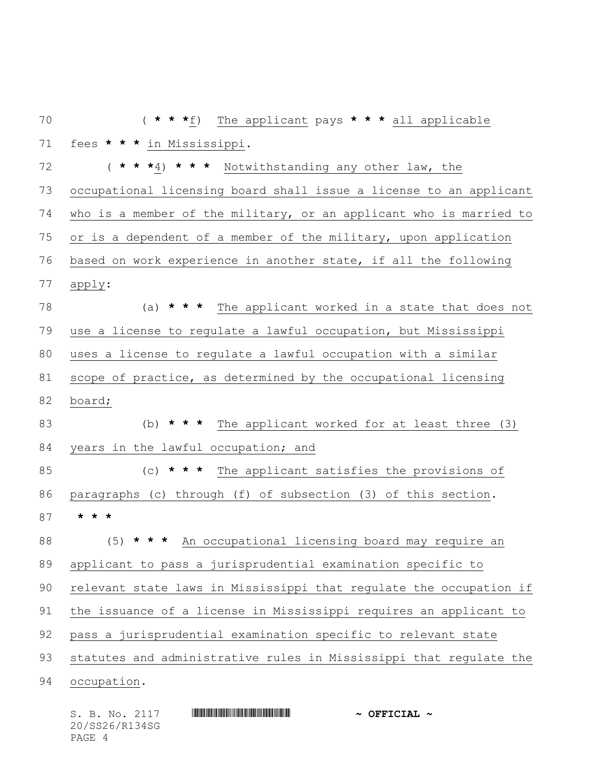( * * *f) The applicant pays * * * all applicable fees * * * in Mississippi.

( * * *4) * * * Notwithstanding any other law, the occupational licensing board shall issue a license to an applicant who is a member of the military, or an applicant who is married to or is a dependent of a member of the military, upon application based on work experience in another state, if all the following apply:

(a) * * * The applicant worked in a state that does not use a license to regulate a lawful occupation, but Mississippi uses a license to regulate a lawful occupation with a similar scope of practice, as determined by the occupational licensing board;

(b) * * * The applicant worked for at least three (3) years in the lawful occupation; and

(c) * * * The applicant satisfies the provisions of paragraphs (c) through (f) of subsection (3) of this section.

* * *

(5) * * * An occupational licensing board may require an applicant to pass a jurisprudential examination specific to relevant state laws in Mississippi that regulate the occupation if the issuance of a license in Mississippi requires an applicant to pass a jurisprudential examination specific to relevant state statutes and administrative rules in Mississippi that regulate the occupation.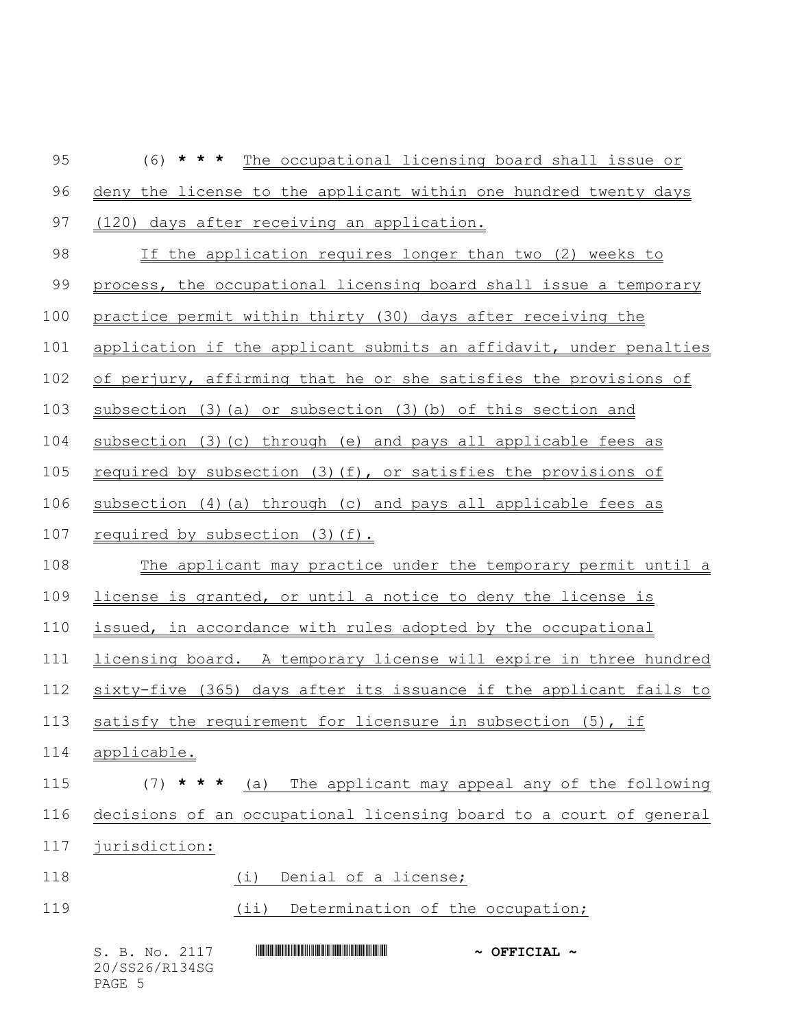(6) *** The occupational licensing board shall issue or deny the license to the applicant within one hundred twenty days (120) days after receiving an application.

If the application requires longer than two (2) weeks to process, the occupational licensing board shall issue a temporary practice permit within thirty (30) days after receiving the application if the applicant submits an affidavit, under penalties of perjury, affirming that he or she satisfies the provisions of subsection (3)(a) or subsection (3)(b) of this section and subsection (3)(c) through (e) and pays all applicable fees as required by subsection (3)(f), or satisfies the provisions of subsection (4)(a) through (c) and pays all applicable fees as required by subsection (3)(f).

The applicant may practice under the temporary permit until a license is granted, or until a notice to deny the license is issued, in accordance with rules adopted by the occupational licensing board. A temporary license will expire in three hundred sixty-five (365) days after its issuance if the applicant fails to satisfy the requirement for licensure in subsection (5), if applicable.

(7) *** (a) The applicant may appeal any of the following decisions of an occupational licensing board to a court of general jurisdiction:

(i) Denial of a license;

(ii) Determination of the occupation;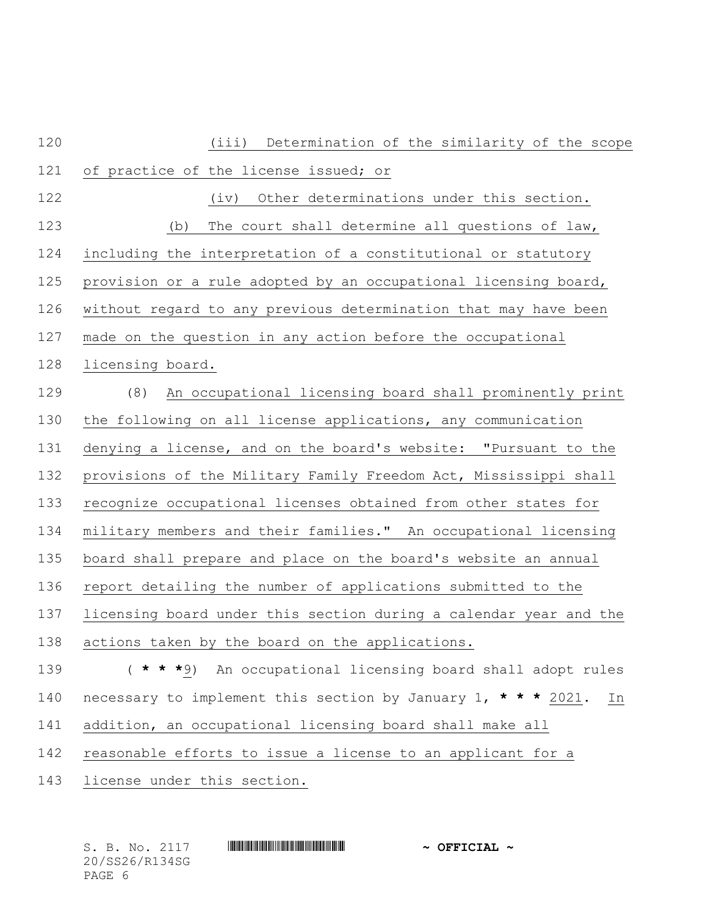(iii) Determination of the similarity of the scope of practice of the license issued; or

(iv) Other determinations under this section.

(b) The court shall determine all questions of law, including the interpretation of a constitutional or statutory provision or a rule adopted by an occupational licensing board, without regard to any previous determination that may have been made on the question in any action before the occupational licensing board.

(8) An occupational licensing board shall prominently print the following on all license applications, any communication denying a license, and on the board's website: "Pursuant to the provisions of the Military Family Freedom Act, Mississippi shall recognize occupational licenses obtained from other states for military members and their families." An occupational licensing board shall prepare and place on the board's website an annual report detailing the number of applications submitted to the licensing board under this section during a calendar year and the actions taken by the board on the applications.

( * * *9) An occupational licensing board shall adopt rules necessary to implement this section by January 1, * * * 2021. In addition, an occupational licensing board shall make all reasonable efforts to issue a license to an applicant for a license under this section.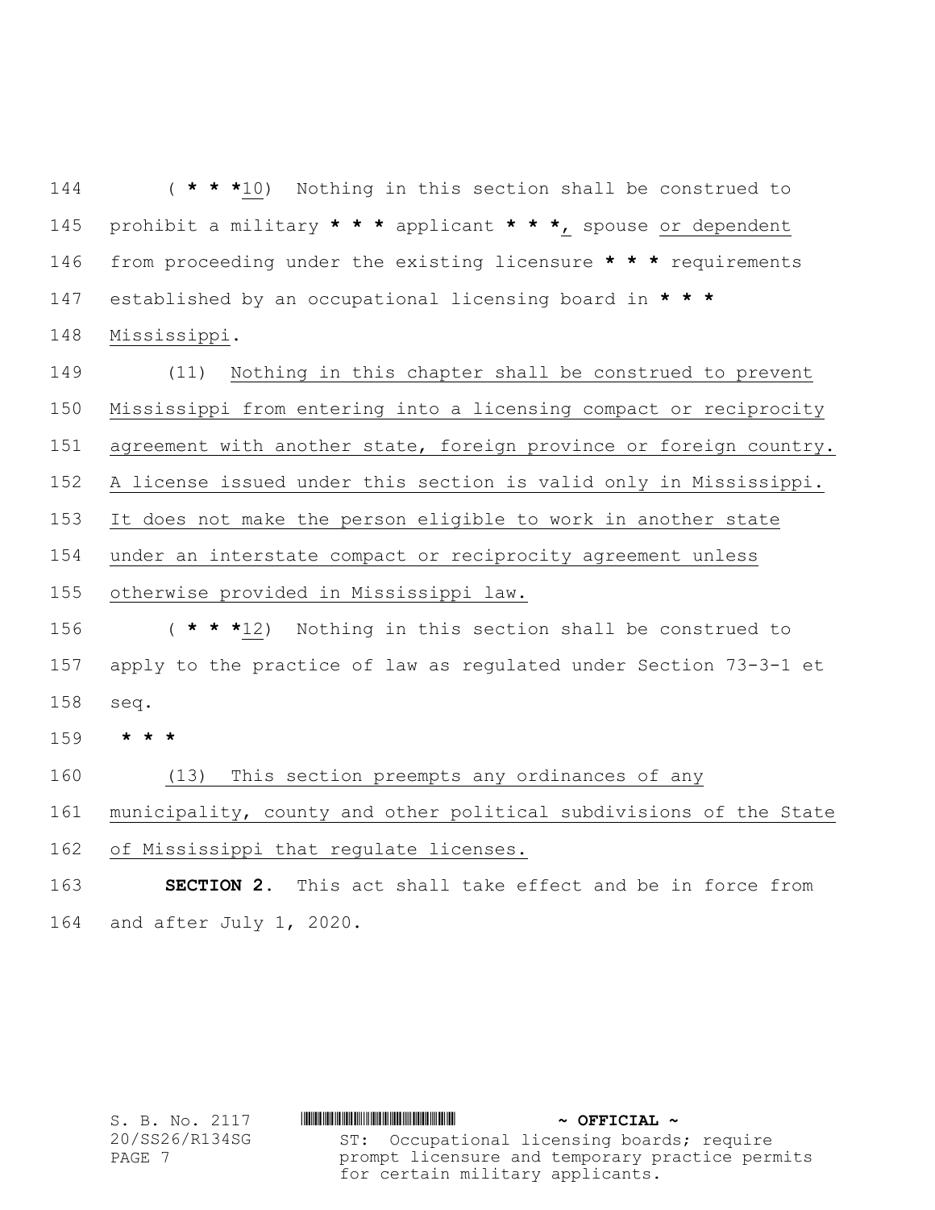( * * *10) Nothing in this section shall be construed to prohibit a military * * * applicant * * *, spouse or dependent from proceeding under the existing licensure * * * requirements established by an occupational licensing board in * * * Mississippi.

(11) Nothing in this chapter shall be construed to prevent Mississippi from entering into a licensing compact or reciprocity agreement with another state, foreign province or foreign country. A license issued under this section is valid only in Mississippi. It does not make the person eligible to work in another state under an interstate compact or reciprocity agreement unless otherwise provided in Mississippi law.

( * * *12) Nothing in this section shall be construed to apply to the practice of law as regulated under Section 73-3-1 et seq.

* * *

(13) This section preempts any ordinances of any municipality, county and other political subdivisions of the State of Mississippi that regulate licenses.

**SECTION 2.** This act shall take effect and be in force from and after July 1, 2020.